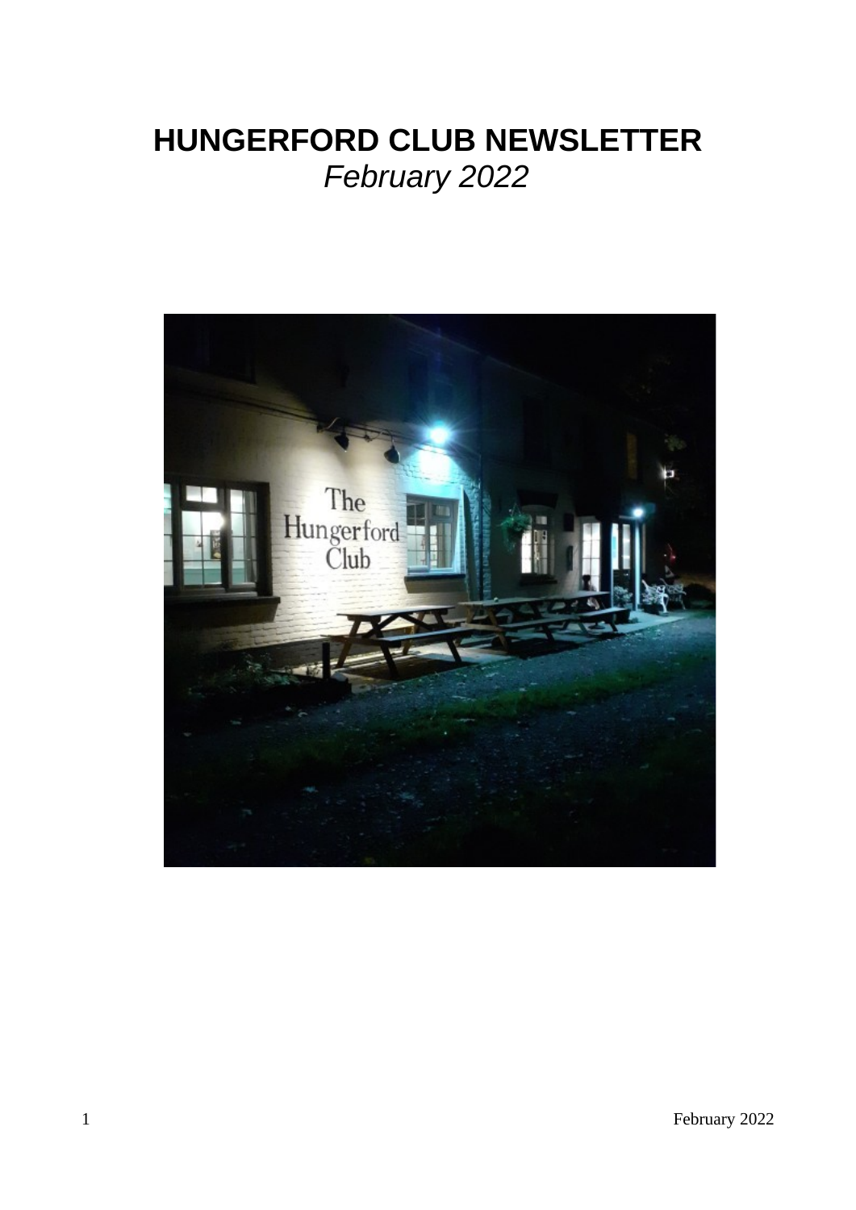# HUNGERFORD CLUB NEWSLETTER

*February 2022*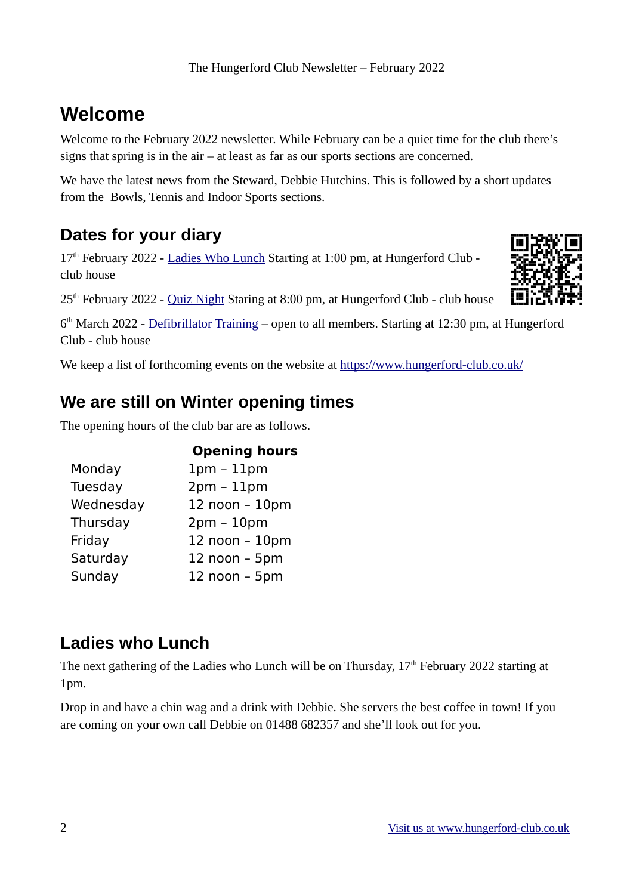# Welcome

Welcome to the February 2022 newsletter. While February can be a quiet time for the club there's signs that spring is in the air – at least as far as our sports sections are concerned.

We have the latest news from the Steward, Debbie Hutchins. This is followed by a short updates from the  Bowls, Tennis and Indoor Sports sections.

## Dates for your diary

17th February 2022 - Ladies Who Lunch Starting at 1:00 pm, at Hungerford Club - club house

25th February 2022 - Quiz Night Staring at 8:00 pm, at Hungerford Club - club house

6th March 2022 - Defibrillator Training – open to all members. Starting at 12:30 pm, at Hungerford Club - club house

We keep a list of forthcoming events on the website at https://www.hungerford-club.co.uk/

## We are still on Winter opening times

The opening hours of the club bar are as follows.

| | Opening hours |
|---|---|
| Monday | 1pm – 11pm |
| Tuesday | 2pm – 11pm |
| Wednesday | 12 noon – 10pm |
| Thursday | 2pm – 10pm |
| Friday | 12 noon – 10pm |
| Saturday | 12 noon – 5pm |
| Sunday | 12 noon – 5pm |

## Ladies who Lunch

The next gathering of the Ladies who Lunch will be on Thursday, 17th February 2022 starting at 1pm.

Drop in and have a chin wag and a drink with Debbie. She servers the best coffee in town! If you are coming on your own call Debbie on 01488 682357 and she'll look out for you.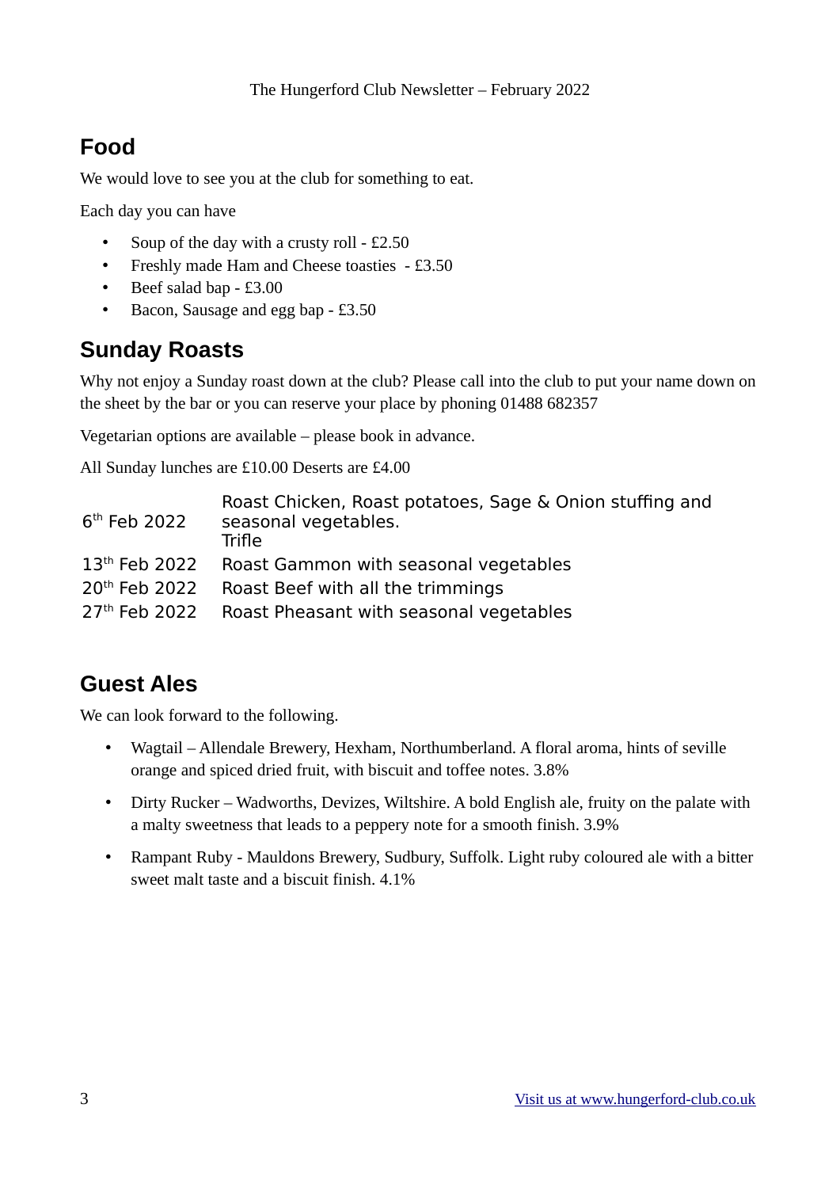## Food

We would love to see you at the club for something to eat.

Each day you can have

- Soup of the day with a crusty roll - £2.50
- Freshly made Ham and Cheese toasties - £3.50
- Beef salad bap - £3.00
- Bacon, Sausage and egg bap - £3.50

## Sunday Roasts

Why not enjoy a Sunday roast down at the club? Please call into the club to put your name down on the sheet by the bar or you can reserve your place by phoning 01488 682357

Vegetarian options are available – please book in advance.

All Sunday lunches are £10.00 Deserts are £4.00

| | |
|---|---|
| 6th Feb 2022 | Roast Chicken, Roast potatoes, Sage & Onion stuffing and seasonal vegetables. Trifle |
| 13th Feb 2022 | Roast Gammon with seasonal vegetables |
| 20th Feb 2022 | Roast Beef with all the trimmings |
| 27th Feb 2022 | Roast Pheasant with seasonal vegetables |

## Guest Ales

We can look forward to the following.

- Wagtail – Allendale Brewery, Hexham, Northumberland. A floral aroma, hints of seville orange and spiced dried fruit, with biscuit and toffee notes. 3.8%
- Dirty Rucker – Wadworths, Devizes, Wiltshire. A bold English ale, fruity on the palate with a malty sweetness that leads to a peppery note for a smooth finish. 3.9%
- Rampant Ruby - Mauldons Brewery, Sudbury, Suffolk. Light ruby coloured ale with a bitter sweet malt taste and a biscuit finish. 4.1%

Visit us at www.hungerford-club.co.uk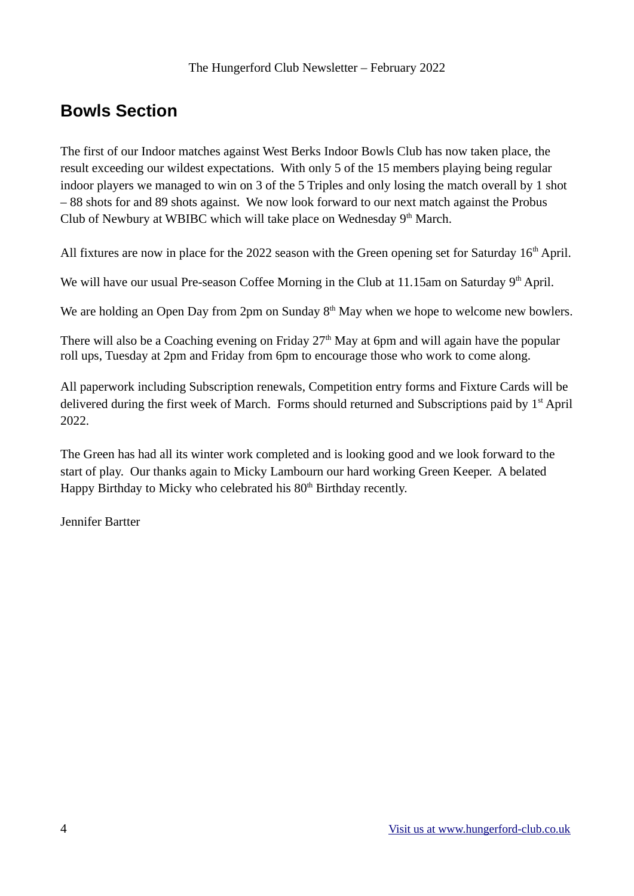## Bowls Section

The first of our Indoor matches against West Berks Indoor Bowls Club has now taken place, the result exceeding our wildest expectations. With only 5 of the 15 members playing being regular indoor players we managed to win on 3 of the 5 Triples and only losing the match overall by 1 shot – 88 shots for and 89 shots against. We now look forward to our next match against the Probus Club of Newbury at WBIBC which will take place on Wednesday 9th March.

All fixtures are now in place for the 2022 season with the Green opening set for Saturday 16th April.

We will have our usual Pre-season Coffee Morning in the Club at 11.15am on Saturday 9th April.

We are holding an Open Day from 2pm on Sunday 8th May when we hope to welcome new bowlers.

There will also be a Coaching evening on Friday 27th May at 6pm and will again have the popular roll ups, Tuesday at 2pm and Friday from 6pm to encourage those who work to come along.

All paperwork including Subscription renewals, Competition entry forms and Fixture Cards will be delivered during the first week of March. Forms should returned and Subscriptions paid by 1st April 2022.

The Green has had all its winter work completed and is looking good and we look forward to the start of play. Our thanks again to Micky Lambourn our hard working Green Keeper. A belated Happy Birthday to Micky who celebrated his 80th Birthday recently.

Jennifer Bartter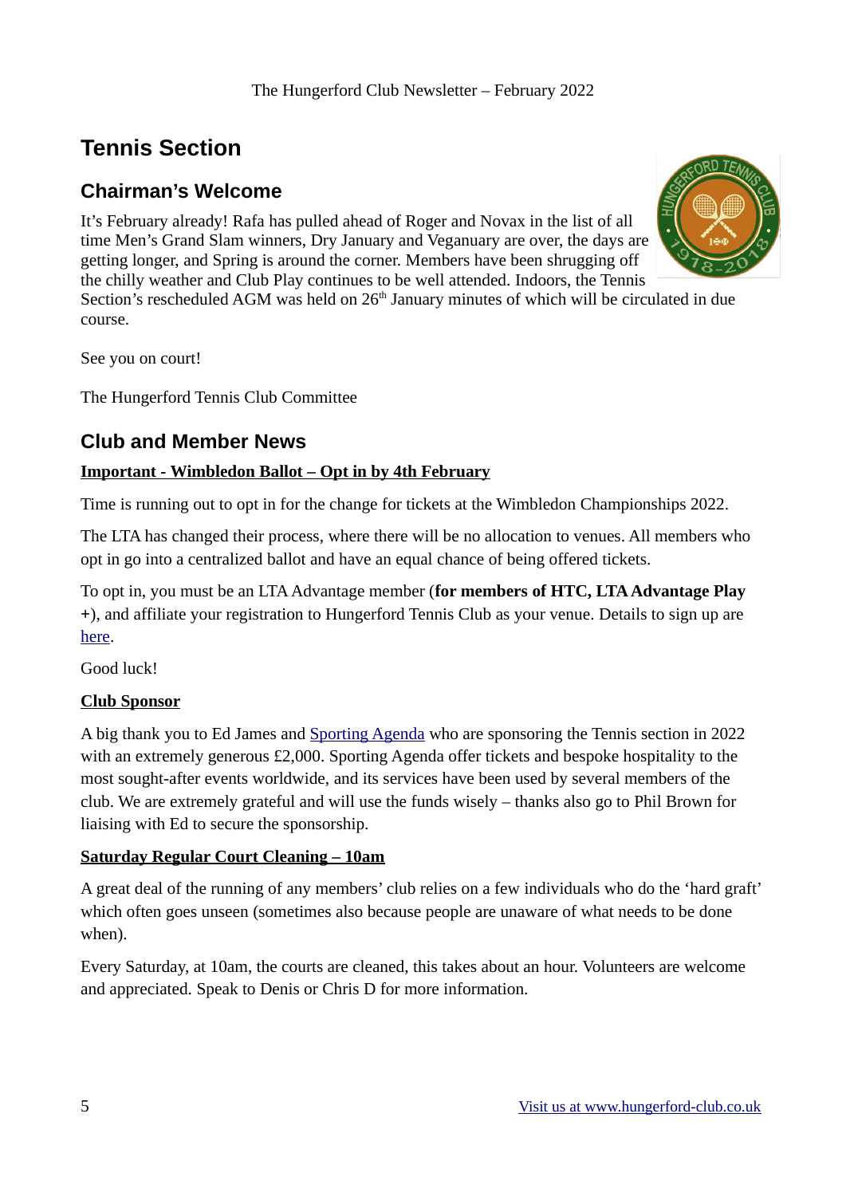# Tennis Section

## Chairman's Welcome

It's February already! Rafa has pulled ahead of Roger and Novax in the list of all time Men's Grand Slam winners, Dry January and Veganuary are over, the days are getting longer, and Spring is around the corner. Members have been shrugging off the chilly weather and Club Play continues to be well attended. Indoors, the Tennis Section's rescheduled AGM was held on 26th January minutes of which will be circulated in due course.

See you on court!

The Hungerford Tennis Club Committee

## Club and Member News

**Important - Wimbledon Ballot – Opt in by 4th February**

Time is running out to opt in for the change for tickets at the Wimbledon Championships 2022.

The LTA has changed their process, where there will be no allocation to venues. All members who opt in go into a centralized ballot and have an equal chance of being offered tickets.

To opt in, you must be an LTA Advantage member (**for members of HTC, LTA Advantage Play +**), and affiliate your registration to Hungerford Tennis Club as your venue. Details to sign up are here.

Good luck!

**Club Sponsor**

A big thank you to Ed James and Sporting Agenda who are sponsoring the Tennis section in 2022 with an extremely generous £2,000. Sporting Agenda offer tickets and bespoke hospitality to the most sought-after events worldwide, and its services have been used by several members of the club. We are extremely grateful and will use the funds wisely – thanks also go to Phil Brown for liaising with Ed to secure the sponsorship.

**Saturday Regular Court Cleaning – 10am**

A great deal of the running of any members' club relies on a few individuals who do the 'hard graft' which often goes unseen (sometimes also because people are unaware of what needs to be done when).

Every Saturday, at 10am, the courts are cleaned, this takes about an hour. Volunteers are welcome and appreciated. Speak to Denis or Chris D for more information.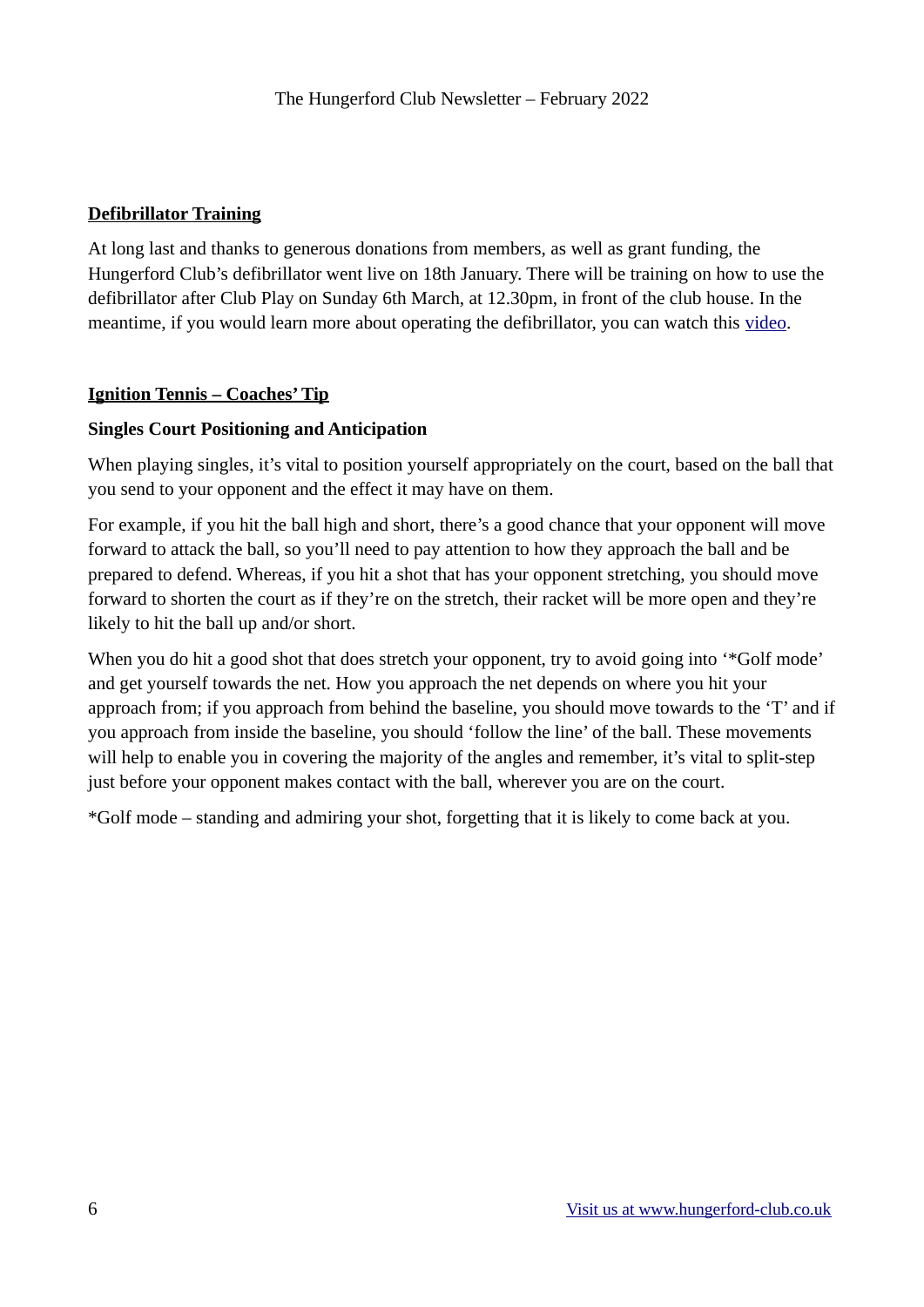## Defibrillator Training

At long last and thanks to generous donations from members, as well as grant funding, the Hungerford Club's defibrillator went live on 18th January. There will be training on how to use the defibrillator after Club Play on Sunday 6th March, at 12.30pm, in front of the club house. In the meantime, if you would learn more about operating the defibrillator, you can watch this video.

## Ignition Tennis – Coaches' Tip

**Singles Court Positioning and Anticipation**

When playing singles, it's vital to position yourself appropriately on the court, based on the ball that you send to your opponent and the effect it may have on them.

For example, if you hit the ball high and short, there's a good chance that your opponent will move forward to attack the ball, so you'll need to pay attention to how they approach the ball and be prepared to defend. Whereas, if you hit a shot that has your opponent stretching, you should move forward to shorten the court as if they're on the stretch, their racket will be more open and they're likely to hit the ball up and/or short.

When you do hit a good shot that does stretch your opponent, try to avoid going into '*Golf mode' and get yourself towards the net. How you approach the net depends on where you hit your approach from; if you approach from behind the baseline, you should move towards to the 'T' and if you approach from inside the baseline, you should 'follow the line' of the ball. These movements will help to enable you in covering the majority of the angles and remember, it's vital to split-step just before your opponent makes contact with the ball, wherever you are on the court.

*Golf mode – standing and admiring your shot, forgetting that it is likely to come back at you.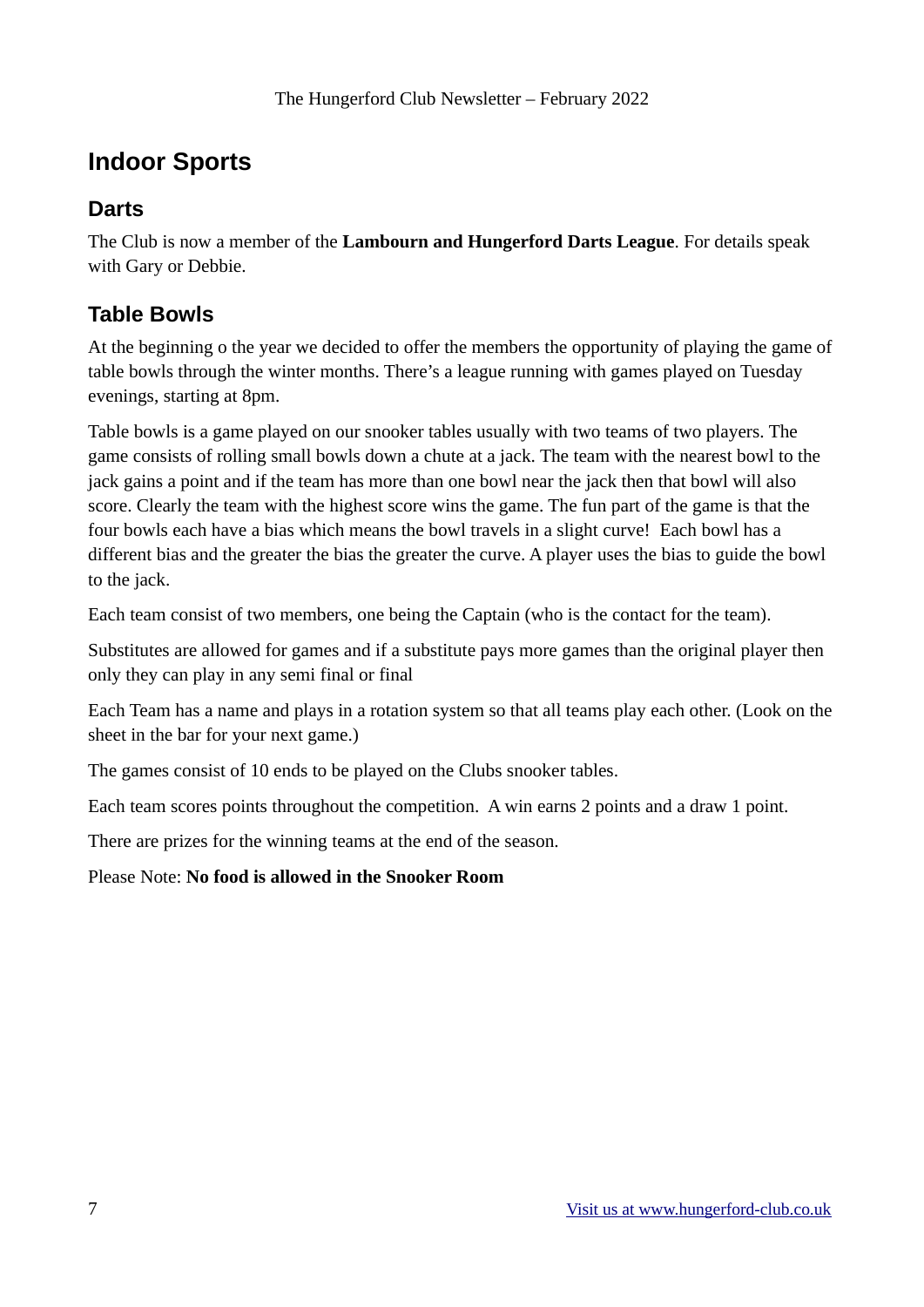# Indoor Sports

## Darts

The Club is now a member of the **Lambourn and Hungerford Darts League**. For details speak with Gary or Debbie.

## Table Bowls

At the beginning o the year we decided to offer the members the opportunity of playing the game of table bowls through the winter months. There's a league running with games played on Tuesday evenings, starting at 8pm.

Table bowls is a game played on our snooker tables usually with two teams of two players. The game consists of rolling small bowls down a chute at a jack. The team with the nearest bowl to the jack gains a point and if the team has more than one bowl near the jack then that bowl will also score. Clearly the team with the highest score wins the game. The fun part of the game is that the four bowls each have a bias which means the bowl travels in a slight curve! Each bowl has a different bias and the greater the bias the greater the curve. A player uses the bias to guide the bowl to the jack.

Each team consist of two members, one being the Captain (who is the contact for the team).

Substitutes are allowed for games and if a substitute pays more games than the original player then only they can play in any semi final or final

Each Team has a name and plays in a rotation system so that all teams play each other. (Look on the sheet in the bar for your next game.)

The games consist of 10 ends to be played on the Clubs snooker tables.

Each team scores points throughout the competition. A win earns 2 points and a draw 1 point.

There are prizes for the winning teams at the end of the season.

Please Note: **No food is allowed in the Snooker Room**